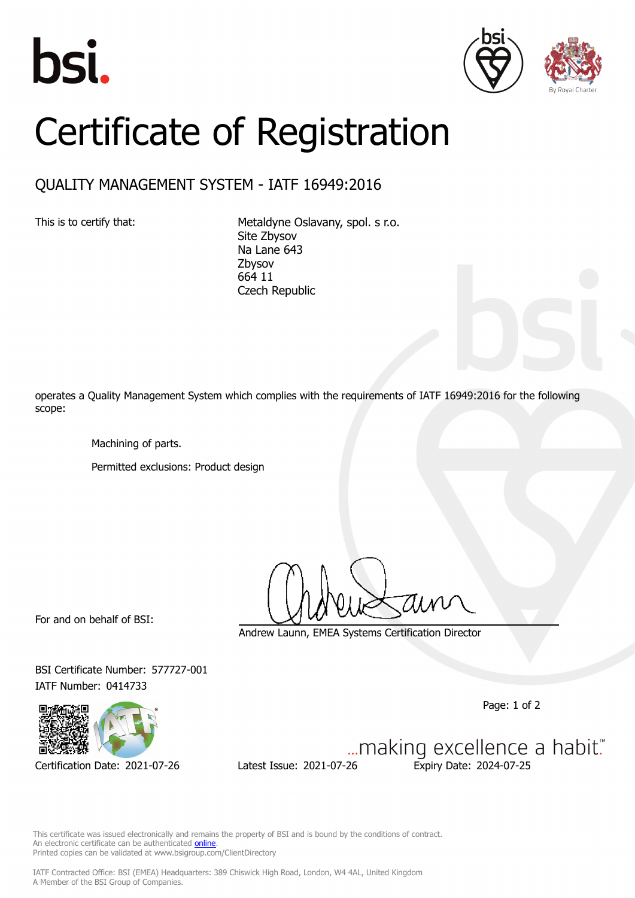bsi.

# Certificate of Registration

## QUALITY MANAGEMENT SYSTEM - IATF 16949:2016

This is to certify that:

Metaldyne Oslavany, spol. s r.o.
Site Zbysov
Na Lane 643
Zbysov
664 11
Czech Republic

operates a Quality Management System which complies with the requirements of IATF 16949:2016 for the following scope:

Machining of parts.

Permitted exclusions: Product design

For and on behalf of BSI:

Andrew Launn, EMEA Systems Certification Director

BSI Certificate Number: 577727-001
IATF Number: 0414733

...making excellence a habit.™

Certification Date: 2021-07-26 Latest Issue: 2021-07-26 Expiry Date: 2024-07-25

This certificate was issued electronically and remains the property of BSI and is bound by the conditions of contract.
An electronic certificate can be authenticated online.
Printed copies can be validated at www.bsigroup.com/ClientDirectory

IATF Contracted Office: BSI (EMEA) Headquarters: 389 Chiswick High Road, London, W4 4AL, United Kingdom
A Member of the BSI Group of Companies.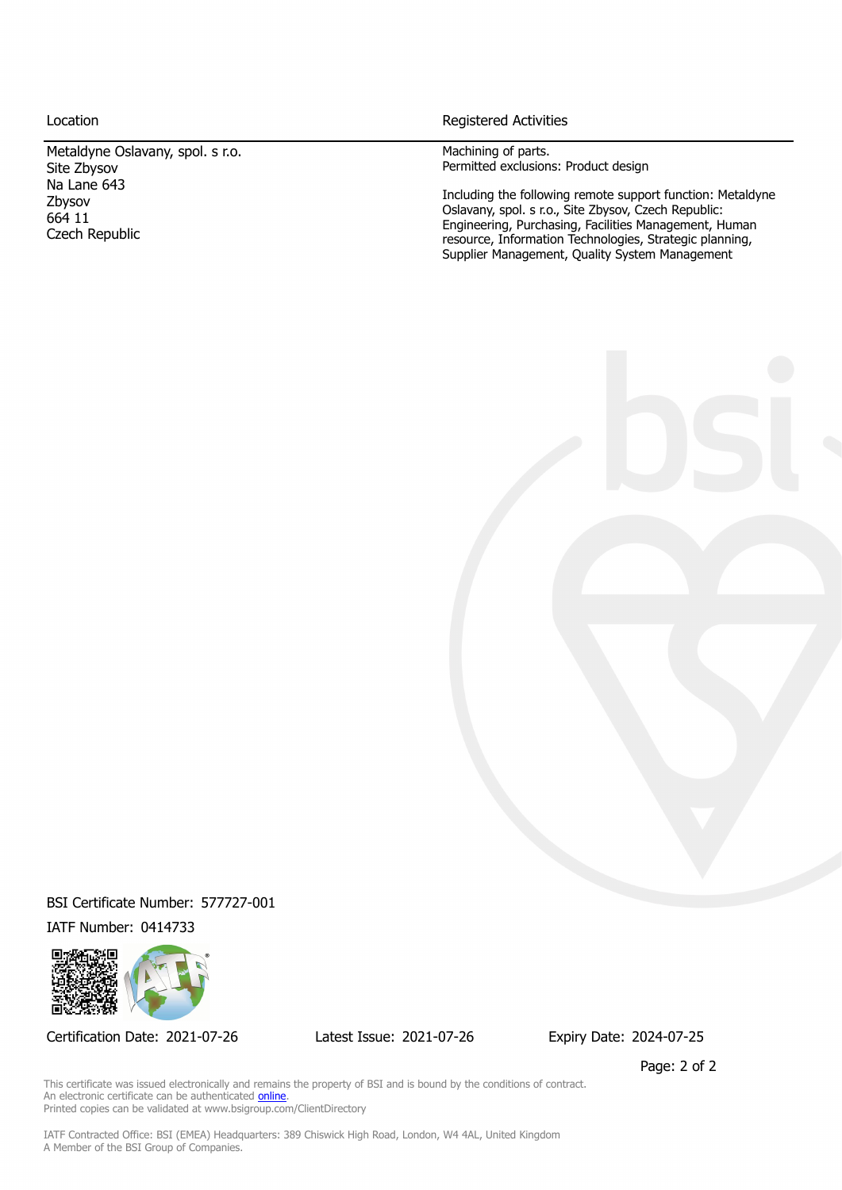| Location | Registered Activities |
| --- | --- |
| Metaldyne Oslavany, spol. s r.o.<br>Site Zbysov<br>Na Lane 643<br>Zbysov<br>664 11<br>Czech Republic | Machining of parts.<br>Permitted exclusions: Product design<br><br>Including the following remote support function: Metaldyne Oslavany, spol. s r.o., Site Zbysov, Czech Republic: Engineering, Purchasing, Facilities Management, Human resource, Information Technologies, Strategic planning, Supplier Management, Quality System Management |

BSI Certificate Number: 577727-001

IATF Number: 0414733

Certification Date: 2021-07-26 Latest Issue: 2021-07-26 Expiry Date: 2024-07-25

This certificate was issued electronically and remains the property of BSI and is bound by the conditions of contract.
An electronic certificate can be authenticated online.
Printed copies can be validated at www.bsigroup.com/ClientDirectory

IATF Contracted Office: BSI (EMEA) Headquarters: 389 Chiswick High Road, London, W4 4AL, United Kingdom
A Member of the BSI Group of Companies.